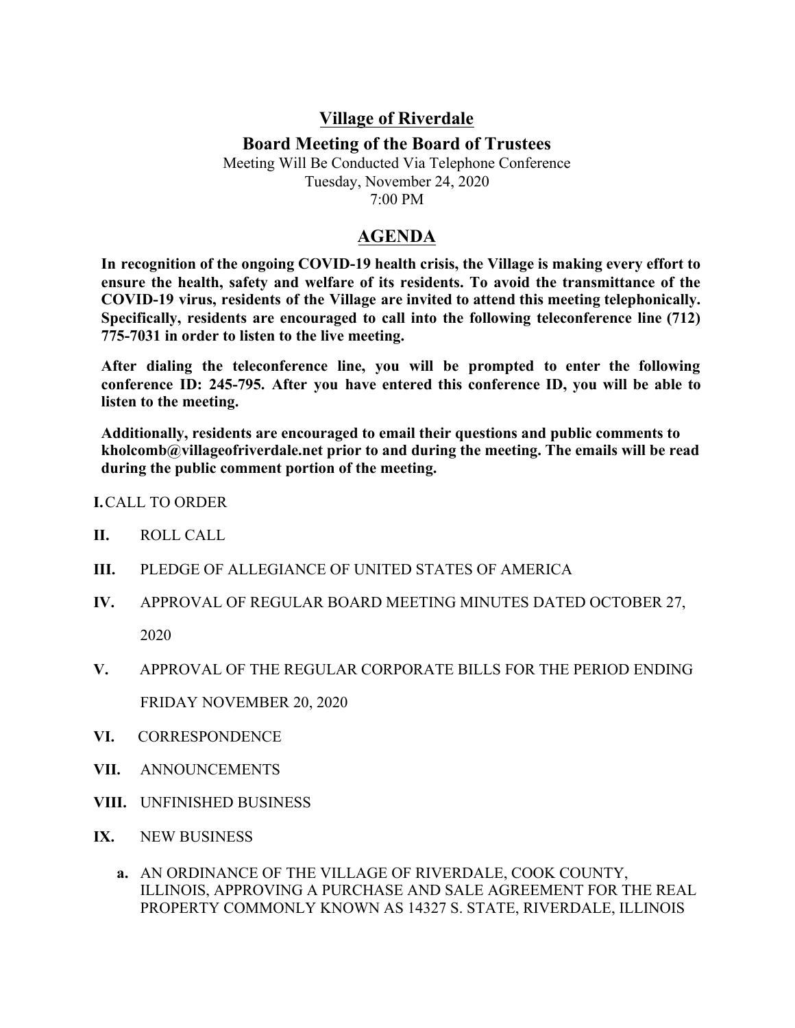# Village of Riverdale

## Board Meeting of the Board of Trustees

Meeting Will Be Conducted Via Telephone Conference
Tuesday, November 24, 2020
7:00 PM

## AGENDA

**In recognition of the ongoing COVID-19 health crisis, the Village is making every effort to ensure the health, safety and welfare of its residents. To avoid the transmittance of the COVID-19 virus, residents of the Village are invited to attend this meeting telephonically. Specifically, residents are encouraged to call into the following teleconference line (712) 775-7031 in order to listen to the live meeting.**

**After dialing the teleconference line, you will be prompted to enter the following conference ID: 245-795. After you have entered this conference ID, you will be able to listen to the meeting.**

**Additionally, residents are encouraged to email their questions and public comments to kholcomb@villageofriverdale.net prior to and during the meeting. The emails will be read during the public comment portion of the meeting.**

**I.** CALL TO ORDER

**II.** ROLL CALL

**III.** PLEDGE OF ALLEGIANCE OF UNITED STATES OF AMERICA

**IV.** APPROVAL OF REGULAR BOARD MEETING MINUTES DATED OCTOBER 27, 2020

**V.** APPROVAL OF THE REGULAR CORPORATE BILLS FOR THE PERIOD ENDING FRIDAY NOVEMBER 20, 2020

**VI.** CORRESPONDENCE

**VII.** ANNOUNCEMENTS

**VIII.** UNFINISHED BUSINESS

**IX.** NEW BUSINESS

**a.** AN ORDINANCE OF THE VILLAGE OF RIVERDALE, COOK COUNTY, ILLINOIS, APPROVING A PURCHASE AND SALE AGREEMENT FOR THE REAL PROPERTY COMMONLY KNOWN AS 14327 S. STATE, RIVERDALE, ILLINOIS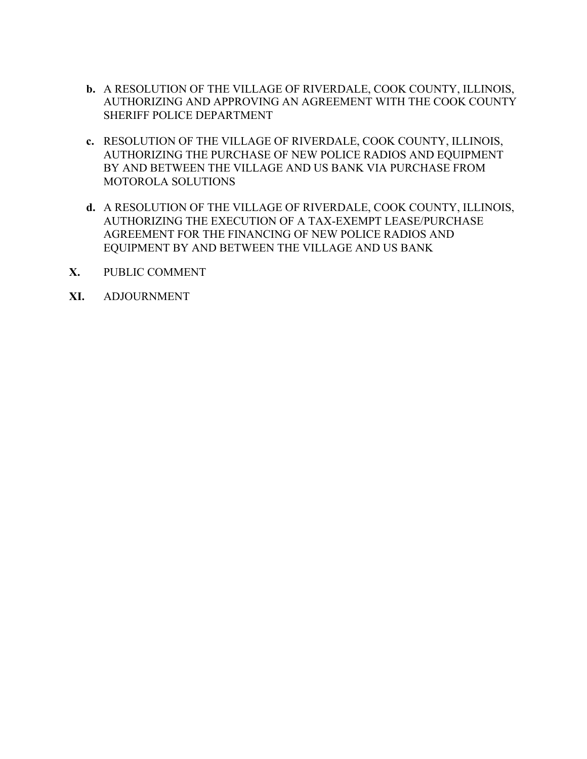- **b.** A RESOLUTION OF THE VILLAGE OF RIVERDALE, COOK COUNTY, ILLINOIS, AUTHORIZING AND APPROVING AN AGREEMENT WITH THE COOK COUNTY SHERIFF POLICE DEPARTMENT

- **c.** RESOLUTION OF THE VILLAGE OF RIVERDALE, COOK COUNTY, ILLINOIS, AUTHORIZING THE PURCHASE OF NEW POLICE RADIOS AND EQUIPMENT BY AND BETWEEN THE VILLAGE AND US BANK VIA PURCHASE FROM MOTOROLA SOLUTIONS

- **d.** A RESOLUTION OF THE VILLAGE OF RIVERDALE, COOK COUNTY, ILLINOIS, AUTHORIZING THE EXECUTION OF A TAX-EXEMPT LEASE/PURCHASE AGREEMENT FOR THE FINANCING OF NEW POLICE RADIOS AND EQUIPMENT BY AND BETWEEN THE VILLAGE AND US BANK

**X.** PUBLIC COMMENT

**XI.** ADJOURNMENT